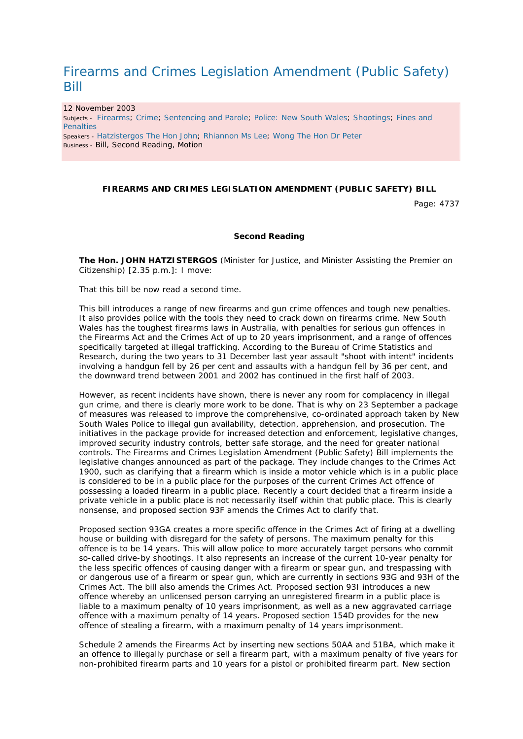# Firearms and Crimes Legislation Amendment (Public Safety) Bill

12 November 2003

Subjects - Firearms; Crime; Sentencing and Parole; Police: New South Wales; Shootings; Fines and Penalties

Speakers - Hatzistergos The Hon John; Rhiannon Ms Lee; Wong The Hon Dr Peter

Business - Bill, Second Reading, Motion

**FIREARMS AND CRIMES LEGISLATION AMENDMENT (PUBLIC SAFETY) BILL**

Page: 4737

**Second Reading**

**The Hon. JOHN HATZISTERGOS** (Minister for Justice, and Minister Assisting the Premier on Citizenship) [2.35 p.m.]: I move:

That this bill be now read a second time.

This bill introduces a range of new firearms and gun crime offences and tough new penalties. It also provides police with the tools they need to crack down on firearms crime. New South Wales has the toughest firearms laws in Australia, with penalties for serious gun offences in the Firearms Act and the Crimes Act of up to 20 years imprisonment, and a range of offences specifically targeted at illegal trafficking. According to the Bureau of Crime Statistics and Research, during the two years to 31 December last year assault "shoot with intent" incidents involving a handgun fell by 26 per cent and assaults with a handgun fell by 36 per cent, and the downward trend between 2001 and 2002 has continued in the first half of 2003.

However, as recent incidents have shown, there is never any room for complacency in illegal gun crime, and there is clearly more work to be done. That is why on 23 September a package of measures was released to improve the comprehensive, co-ordinated approach taken by New South Wales Police to illegal gun availability, detection, apprehension, and prosecution. The initiatives in the package provide for increased detection and enforcement, legislative changes, improved security industry controls, better safe storage, and the need for greater national controls. The Firearms and Crimes Legislation Amendment (Public Safety) Bill implements the legislative changes announced as part of the package. They include changes to the Crimes Act 1900, such as clarifying that a firearm which is inside a motor vehicle which is in a public place is considered to be in a public place for the purposes of the current Crimes Act offence of possessing a loaded firearm in a public place. Recently a court decided that a firearm inside a private vehicle in a public place is not necessarily itself within that public place. This is clearly nonsense, and proposed section 93F amends the Crimes Act to clarify that.

Proposed section 93GA creates a more specific offence in the Crimes Act of firing at a dwelling house or building with disregard for the safety of persons. The maximum penalty for this offence is to be 14 years. This will allow police to more accurately target persons who commit so-called drive-by shootings. It also represents an increase of the current 10-year penalty for the less specific offences of causing danger with a firearm or spear gun, and trespassing with or dangerous use of a firearm or spear gun, which are currently in sections 93G and 93H of the Crimes Act. The bill also amends the Crimes Act. Proposed section 93I introduces a new offence whereby an unlicensed person carrying an unregistered firearm in a public place is liable to a maximum penalty of 10 years imprisonment, as well as a new aggravated carriage offence with a maximum penalty of 14 years. Proposed section 154D provides for the new offence of stealing a firearm, with a maximum penalty of 14 years imprisonment.

Schedule 2 amends the Firearms Act by inserting new sections 50AA and 51BA, which make it an offence to illegally purchase or sell a firearm part, with a maximum penalty of five years for non-prohibited firearm parts and 10 years for a pistol or prohibited firearm part. New section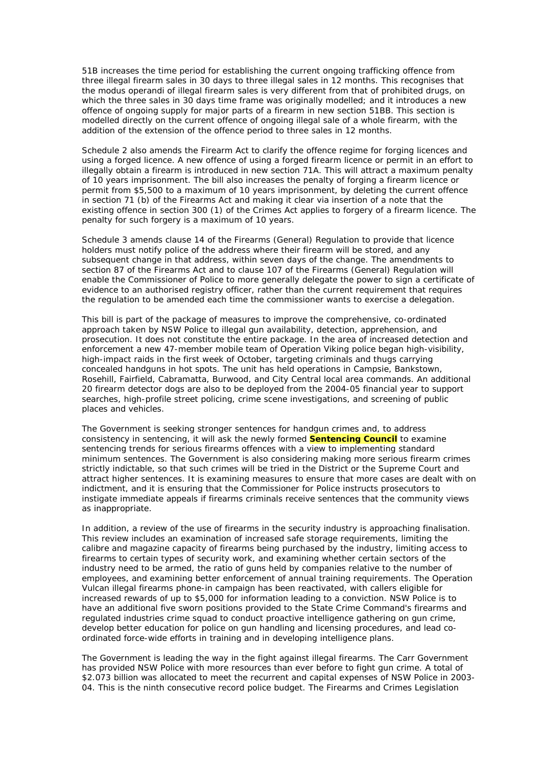51B increases the time period for establishing the current ongoing trafficking offence from three illegal firearm sales in 30 days to three illegal sales in 12 months. This recognises that the modus operandi of illegal firearm sales is very different from that of prohibited drugs, on which the three sales in 30 days time frame was originally modelled; and it introduces a new offence of ongoing supply for major parts of a firearm in new section 51BB. This section is modelled directly on the current offence of ongoing illegal sale of a whole firearm, with the addition of the extension of the offence period to three sales in 12 months.

Schedule 2 also amends the Firearm Act to clarify the offence regime for forging licences and using a forged licence. A new offence of using a forged firearm licence or permit in an effort to illegally obtain a firearm is introduced in new section 71A. This will attract a maximum penalty of 10 years imprisonment. The bill also increases the penalty of forging a firearm licence or permit from $5,500 to a maximum of 10 years imprisonment, by deleting the current offence in section 71 (b) of the Firearms Act and making it clear via insertion of a note that the existing offence in section 300 (1) of the Crimes Act applies to forgery of a firearm licence. The penalty for such forgery is a maximum of 10 years.

Schedule 3 amends clause 14 of the Firearms (General) Regulation to provide that licence holders must notify police of the address where their firearm will be stored, and any subsequent change in that address, within seven days of the change. The amendments to section 87 of the Firearms Act and to clause 107 of the Firearms (General) Regulation will enable the Commissioner of Police to more generally delegate the power to sign a certificate of evidence to an authorised registry officer, rather than the current requirement that requires the regulation to be amended each time the commissioner wants to exercise a delegation.

This bill is part of the package of measures to improve the comprehensive, co-ordinated approach taken by NSW Police to illegal gun availability, detection, apprehension, and prosecution. It does not constitute the entire package. In the area of increased detection and enforcement a new 47-member mobile team of Operation Viking police began high-visibility, high-impact raids in the first week of October, targeting criminals and thugs carrying concealed handguns in hot spots. The unit has held operations in Campsie, Bankstown, Rosehill, Fairfield, Cabramatta, Burwood, and City Central local area commands. An additional 20 firearm detector dogs are also to be deployed from the 2004-05 financial year to support searches, high-profile street policing, crime scene investigations, and screening of public places and vehicles.

The Government is seeking stronger sentences for handgun crimes and, to address consistency in sentencing, it will ask the newly formed **Sentencing Council** to examine sentencing trends for serious firearms offences with a view to implementing standard minimum sentences. The Government is also considering making more serious firearm crimes strictly indictable, so that such crimes will be tried in the District or the Supreme Court and attract higher sentences. It is examining measures to ensure that more cases are dealt with on indictment, and it is ensuring that the Commissioner for Police instructs prosecutors to instigate immediate appeals if firearms criminals receive sentences that the community views as inappropriate.

In addition, a review of the use of firearms in the security industry is approaching finalisation. This review includes an examination of increased safe storage requirements, limiting the calibre and magazine capacity of firearms being purchased by the industry, limiting access to firearms to certain types of security work, and examining whether certain sectors of the industry need to be armed, the ratio of guns held by companies relative to the number of employees, and examining better enforcement of annual training requirements. The Operation Vulcan illegal firearms phone-in campaign has been reactivated, with callers eligible for increased rewards of up to $5,000 for information leading to a conviction. NSW Police is to have an additional five sworn positions provided to the State Crime Command's firearms and regulated industries crime squad to conduct proactive intelligence gathering on gun crime, develop better education for police on gun handling and licensing procedures, and lead co-ordinated force-wide efforts in training and in developing intelligence plans.

The Government is leading the way in the fight against illegal firearms. The Carr Government has provided NSW Police with more resources than ever before to fight gun crime. A total of $2.073 billion was allocated to meet the recurrent and capital expenses of NSW Police in 2003-04. This is the ninth consecutive record police budget. The Firearms and Crimes Legislation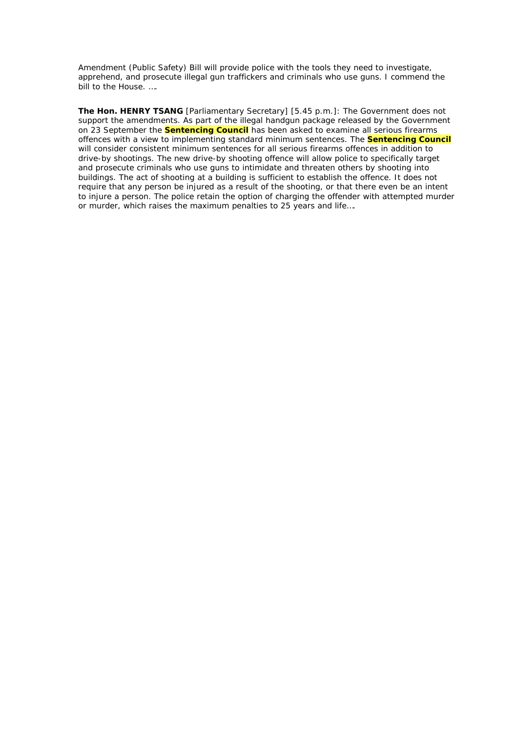Amendment (Public Safety) Bill will provide police with the tools they need to investigate, apprehend, and prosecute illegal gun traffickers and criminals who use guns. I commend the bill to the House. ….

**The Hon. HENRY TSANG** [Parliamentary Secretary] [5.45 p.m.]: The Government does not support the amendments. As part of the illegal handgun package released by the Government on 23 September the **Sentencing Council** has been asked to examine all serious firearms offences with a view to implementing standard minimum sentences. The **Sentencing Council** will consider consistent minimum sentences for all serious firearms offences in addition to drive-by shootings. The new drive-by shooting offence will allow police to specifically target and prosecute criminals who use guns to intimidate and threaten others by shooting into buildings. The act of shooting at a building is sufficient to establish the offence. It does not require that any person be injured as a result of the shooting, or that there even be an intent to injure a person. The police retain the option of charging the offender with attempted murder or murder, which raises the maximum penalties to 25 years and life….